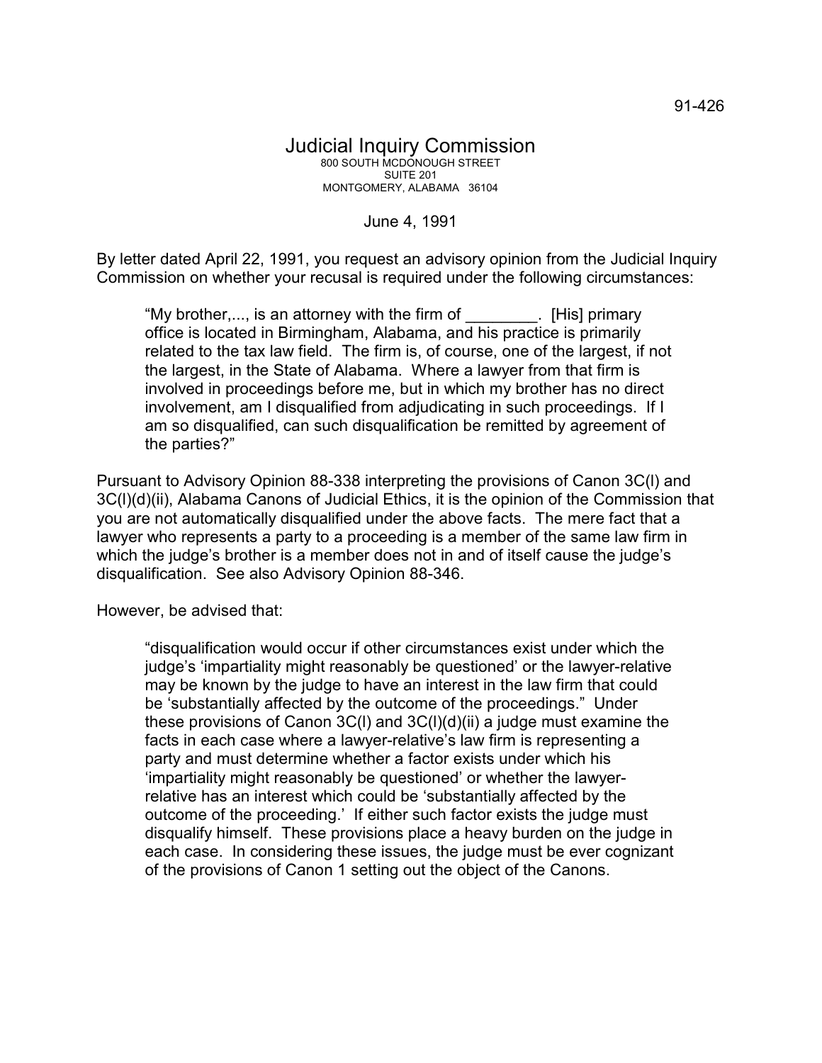91-426

# Judicial Inquiry Commission

800 SOUTH MCDONOUGH STREET
SUITE 201
MONTGOMERY, ALABAMA 36104

June 4, 1991

By letter dated April 22, 1991, you request an advisory opinion from the Judicial Inquiry Commission on whether your recusal is required under the following circumstances:

> "My brother,..., is an attorney with the firm of ________. [His] primary office is located in Birmingham, Alabama, and his practice is primarily related to the tax law field. The firm is, of course, one of the largest, if not the largest, in the State of Alabama. Where a lawyer from that firm is involved in proceedings before me, but in which my brother has no direct involvement, am I disqualified from adjudicating in such proceedings. If I am so disqualified, can such disqualification be remitted by agreement of the parties?"

Pursuant to Advisory Opinion 88-338 interpreting the provisions of Canon 3C(l) and 3C(l)(d)(ii), Alabama Canons of Judicial Ethics, it is the opinion of the Commission that you are not automatically disqualified under the above facts. The mere fact that a lawyer who represents a party to a proceeding is a member of the same law firm in which the judge's brother is a member does not in and of itself cause the judge's disqualification. See also Advisory Opinion 88-346.

However, be advised that:

> "disqualification would occur if other circumstances exist under which the judge's 'impartiality might reasonably be questioned' or the lawyer-relative may be known by the judge to have an interest in the law firm that could be 'substantially affected by the outcome of the proceedings." Under these provisions of Canon 3C(l) and 3C(l)(d)(ii) a judge must examine the facts in each case where a lawyer-relative's law firm is representing a party and must determine whether a factor exists under which his 'impartiality might reasonably be questioned' or whether the lawyer-relative has an interest which could be 'substantially affected by the outcome of the proceeding.' If either such factor exists the judge must disqualify himself. These provisions place a heavy burden on the judge in each case. In considering these issues, the judge must be ever cognizant of the provisions of Canon 1 setting out the object of the Canons.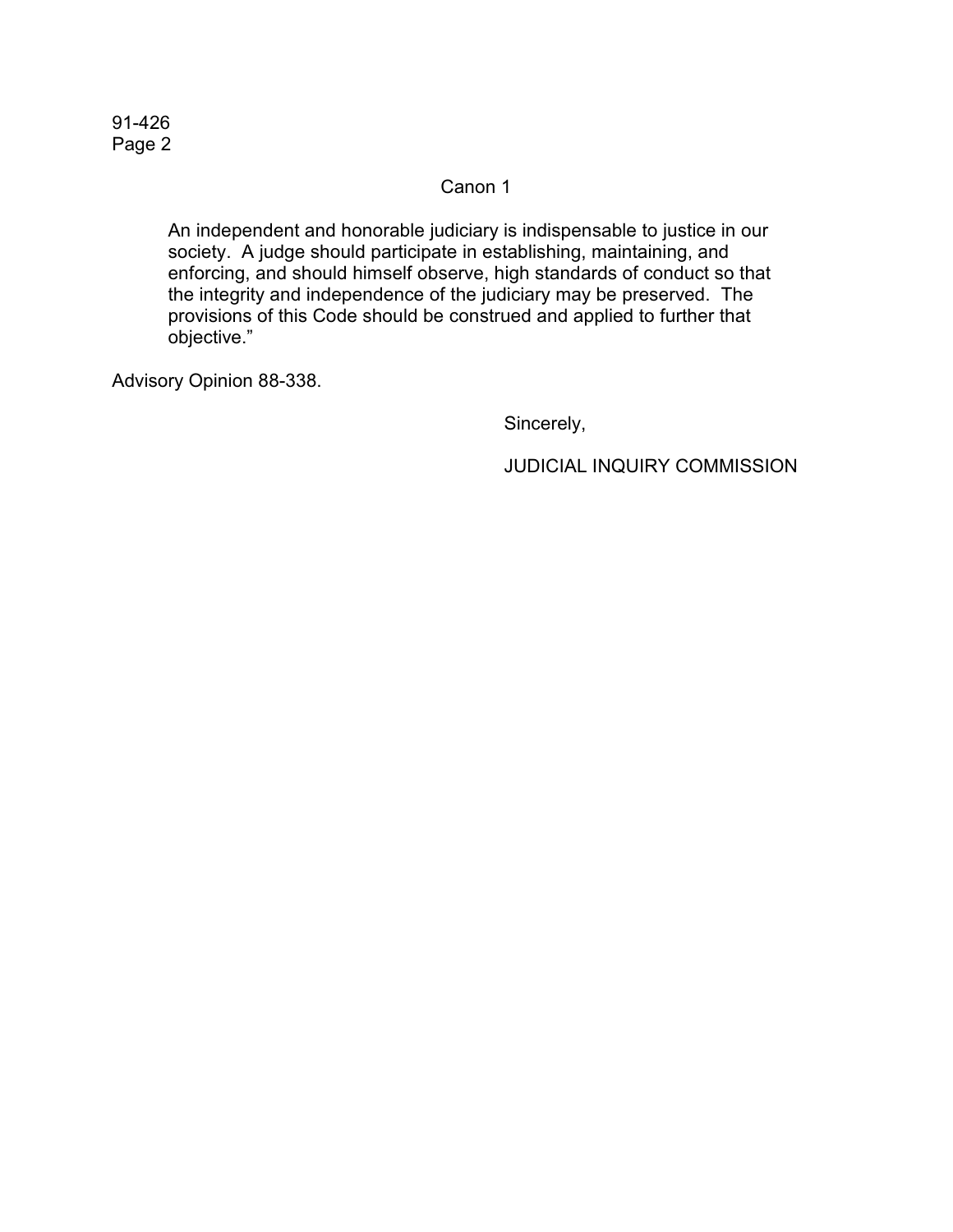Canon 1

> An independent and honorable judiciary is indispensable to justice in our society. A judge should participate in establishing, maintaining, and enforcing, and should himself observe, high standards of conduct so that the integrity and independence of the judiciary may be preserved. The provisions of this Code should be construed and applied to further that objective."

Advisory Opinion 88-338.

Sincerely,

JUDICIAL INQUIRY COMMISSION